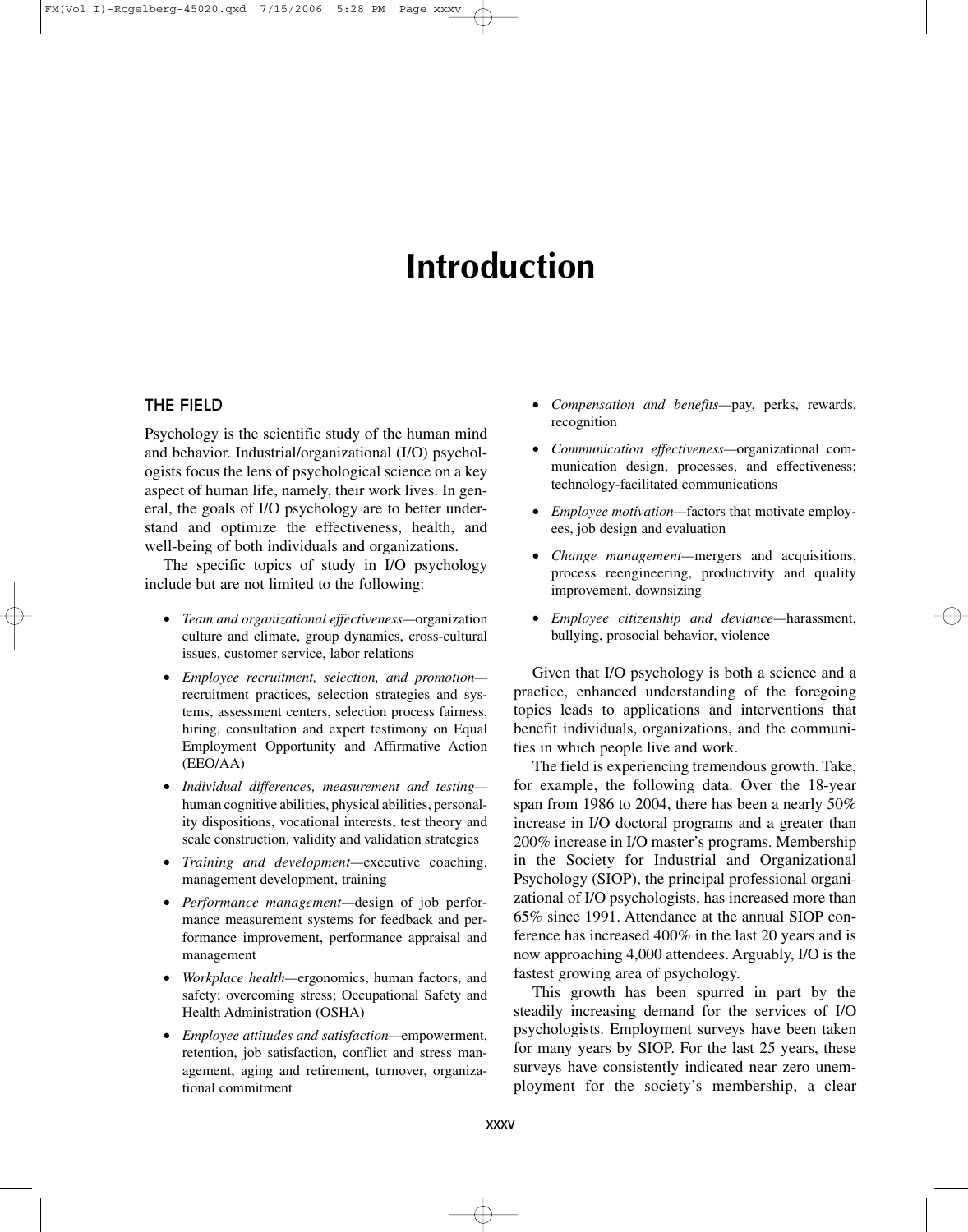# Introduction

## THE FIELD

Psychology is the scientific study of the human mind and behavior. Industrial/organizational (I/O) psychologists focus the lens of psychological science on a key aspect of human life, namely, their work lives. In general, the goals of I/O psychology are to better understand and optimize the effectiveness, health, and well-being of both individuals and organizations.

The specific topics of study in I/O psychology include but are not limited to the following:

- *Team and organizational effectiveness*—organization culture and climate, group dynamics, cross-cultural issues, customer service, labor relations
- *Employee recruitment, selection, and promotion*—recruitment practices, selection strategies and systems, assessment centers, selection process fairness, hiring, consultation and expert testimony on Equal Employment Opportunity and Affirmative Action (EEO/AA)
- *Individual differences, measurement and testing*—human cognitive abilities, physical abilities, personality dispositions, vocational interests, test theory and scale construction, validity and validation strategies
- *Training and development*—executive coaching, management development, training
- *Performance management*—design of job performance measurement systems for feedback and performance improvement, performance appraisal and management
- *Workplace health*—ergonomics, human factors, and safety; overcoming stress; Occupational Safety and Health Administration (OSHA)
- *Employee attitudes and satisfaction*—empowerment, retention, job satisfaction, conflict and stress management, aging and retirement, turnover, organizational commitment
- *Compensation and benefits*—pay, perks, rewards, recognition
- *Communication effectiveness*—organizational communication design, processes, and effectiveness; technology-facilitated communications
- *Employee motivation*—factors that motivate employees, job design and evaluation
- *Change management*—mergers and acquisitions, process reengineering, productivity and quality improvement, downsizing
- *Employee citizenship and deviance*—harassment, bullying, prosocial behavior, violence

Given that I/O psychology is both a science and a practice, enhanced understanding of the foregoing topics leads to applications and interventions that benefit individuals, organizations, and the communities in which people live and work.

The field is experiencing tremendous growth. Take, for example, the following data. Over the 18-year span from 1986 to 2004, there has been a nearly 50% increase in I/O doctoral programs and a greater than 200% increase in I/O master's programs. Membership in the Society for Industrial and Organizational Psychology (SIOP), the principal professional organizational of I/O psychologists, has increased more than 65% since 1991. Attendance at the annual SIOP conference has increased 400% in the last 20 years and is now approaching 4,000 attendees. Arguably, I/O is the fastest growing area of psychology.

This growth has been spurred in part by the steadily increasing demand for the services of I/O psychologists. Employment surveys have been taken for many years by SIOP. For the last 25 years, these surveys have consistently indicated near zero unemployment for the society's membership, a clear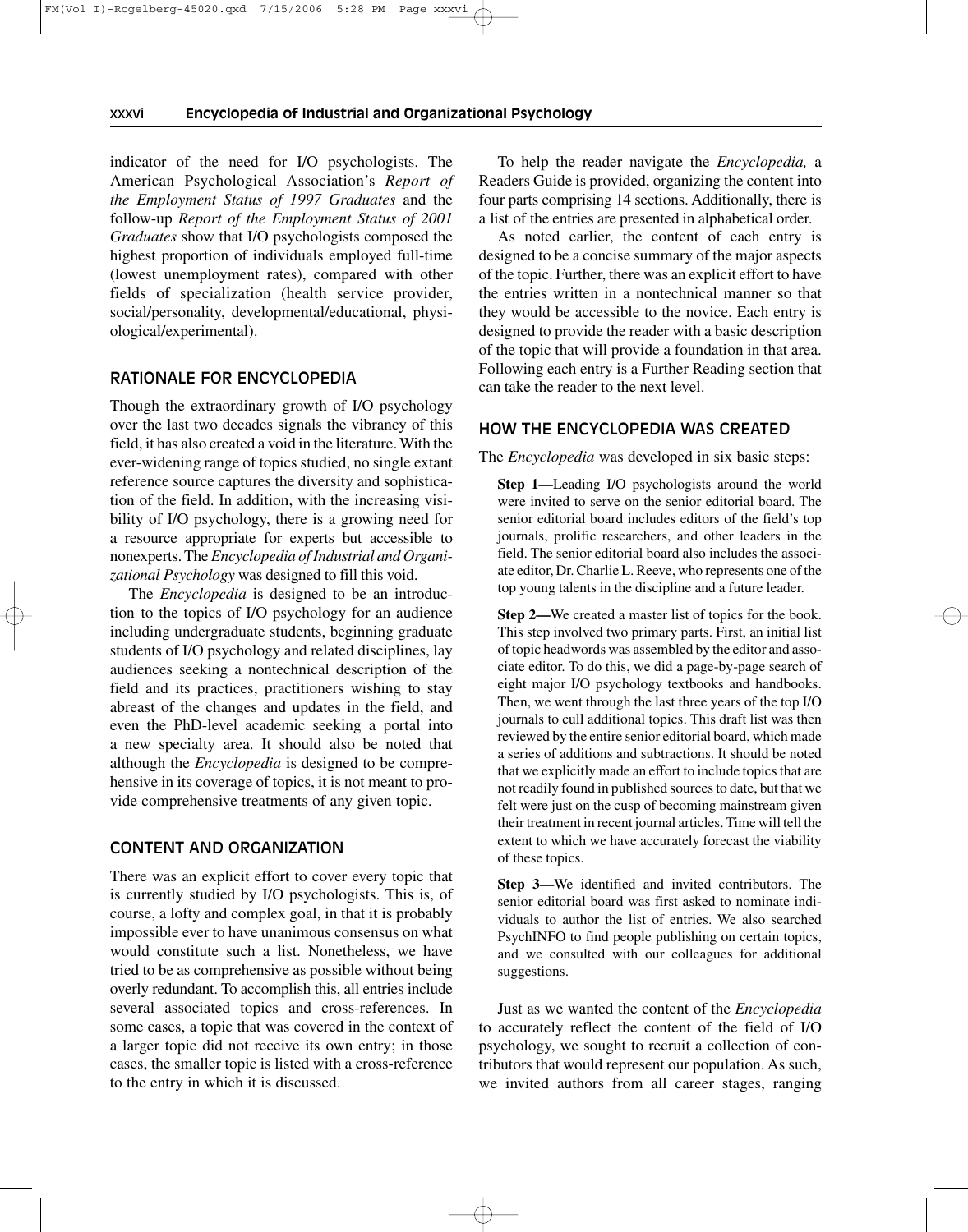indicator of the need for I/O psychologists. The American Psychological Association's *Report of the Employment Status of 1997 Graduates* and the follow-up *Report of the Employment Status of 2001 Graduates* show that I/O psychologists composed the highest proportion of individuals employed full-time (lowest unemployment rates), compared with other fields of specialization (health service provider, social/personality, developmental/educational, physiological/experimental).

## RATIONALE FOR ENCYCLOPEDIA

Though the extraordinary growth of I/O psychology over the last two decades signals the vibrancy of this field, it has also created a void in the literature. With the ever-widening range of topics studied, no single extant reference source captures the diversity and sophistication of the field. In addition, with the increasing visibility of I/O psychology, there is a growing need for a resource appropriate for experts but accessible to nonexperts. The *Encyclopedia of Industrial and Organizational Psychology* was designed to fill this void.

The *Encyclopedia* is designed to be an introduction to the topics of I/O psychology for an audience including undergraduate students, beginning graduate students of I/O psychology and related disciplines, lay audiences seeking a nontechnical description of the field and its practices, practitioners wishing to stay abreast of the changes and updates in the field, and even the PhD-level academic seeking a portal into a new specialty area. It should also be noted that although the *Encyclopedia* is designed to be comprehensive in its coverage of topics, it is not meant to provide comprehensive treatments of any given topic.

## CONTENT AND ORGANIZATION

There was an explicit effort to cover every topic that is currently studied by I/O psychologists. This is, of course, a lofty and complex goal, in that it is probably impossible ever to have unanimous consensus on what would constitute such a list. Nonetheless, we have tried to be as comprehensive as possible without being overly redundant. To accomplish this, all entries include several associated topics and cross-references. In some cases, a topic that was covered in the context of a larger topic did not receive its own entry; in those cases, the smaller topic is listed with a cross-reference to the entry in which it is discussed.

To help the reader navigate the *Encyclopedia,* a Readers Guide is provided, organizing the content into four parts comprising 14 sections. Additionally, there is a list of the entries are presented in alphabetical order.

As noted earlier, the content of each entry is designed to be a concise summary of the major aspects of the topic. Further, there was an explicit effort to have the entries written in a nontechnical manner so that they would be accessible to the novice. Each entry is designed to provide the reader with a basic description of the topic that will provide a foundation in that area. Following each entry is a Further Reading section that can take the reader to the next level.

## HOW THE ENCYCLOPEDIA WAS CREATED

The *Encyclopedia* was developed in six basic steps:

> **Step 1—**Leading I/O psychologists around the world were invited to serve on the senior editorial board. The senior editorial board includes editors of the field's top journals, prolific researchers, and other leaders in the field. The senior editorial board also includes the associate editor, Dr. Charlie L. Reeve, who represents one of the top young talents in the discipline and a future leader.

> **Step 2—**We created a master list of topics for the book. This step involved two primary parts. First, an initial list of topic headwords was assembled by the editor and associate editor. To do this, we did a page-by-page search of eight major I/O psychology textbooks and handbooks. Then, we went through the last three years of the top I/O journals to cull additional topics. This draft list was then reviewed by the entire senior editorial board, which made a series of additions and subtractions. It should be noted that we explicitly made an effort to include topics that are not readily found in published sources to date, but that we felt were just on the cusp of becoming mainstream given their treatment in recent journal articles. Time will tell the extent to which we have accurately forecast the viability of these topics.

> **Step 3—**We identified and invited contributors. The senior editorial board was first asked to nominate individuals to author the list of entries. We also searched PsychINFO to find people publishing on certain topics, and we consulted with our colleagues for additional suggestions.

Just as we wanted the content of the *Encyclopedia* to accurately reflect the content of the field of I/O psychology, we sought to recruit a collection of contributors that would represent our population. As such, we invited authors from all career stages, ranging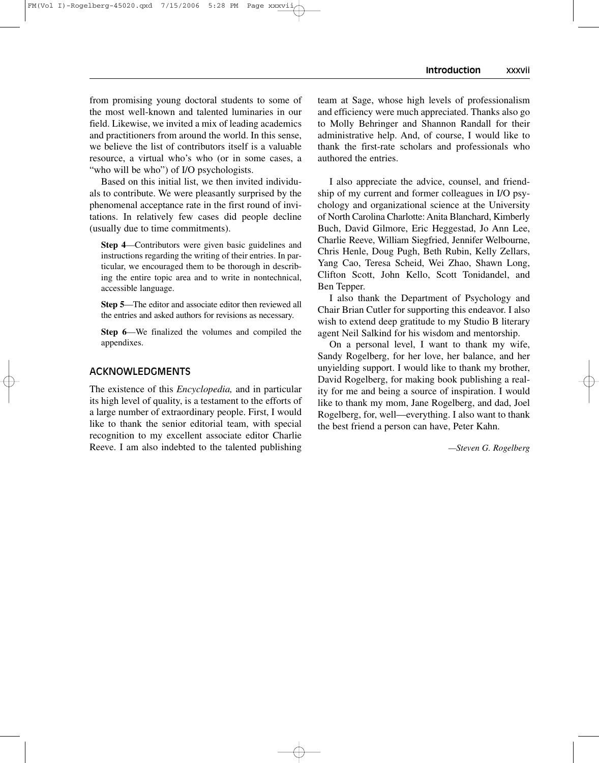from promising young doctoral students to some of the most well-known and talented luminaries in our field. Likewise, we invited a mix of leading academics and practitioners from around the world. In this sense, we believe the list of contributors itself is a valuable resource, a virtual who's who (or in some cases, a "who will be who") of I/O psychologists.

Based on this initial list, we then invited individuals to contribute. We were pleasantly surprised by the phenomenal acceptance rate in the first round of invitations. In relatively few cases did people decline (usually due to time commitments).

**Step 4**—Contributors were given basic guidelines and instructions regarding the writing of their entries. In particular, we encouraged them to be thorough in describing the entire topic area and to write in nontechnical, accessible language.

**Step 5**—The editor and associate editor then reviewed all the entries and asked authors for revisions as necessary.

**Step 6**—We finalized the volumes and compiled the appendixes.

## ACKNOWLEDGMENTS

The existence of this *Encyclopedia,* and in particular its high level of quality, is a testament to the efforts of a large number of extraordinary people. First, I would like to thank the senior editorial team, with special recognition to my excellent associate editor Charlie Reeve. I am also indebted to the talented publishing team at Sage, whose high levels of professionalism and efficiency were much appreciated. Thanks also go to Molly Behringer and Shannon Randall for their administrative help. And, of course, I would like to thank the first-rate scholars and professionals who authored the entries.

I also appreciate the advice, counsel, and friendship of my current and former colleagues in I/O psychology and organizational science at the University of North Carolina Charlotte: Anita Blanchard, Kimberly Buch, David Gilmore, Eric Heggestad, Jo Ann Lee, Charlie Reeve, William Siegfried, Jennifer Welbourne, Chris Henle, Doug Pugh, Beth Rubin, Kelly Zellars, Yang Cao, Teresa Scheid, Wei Zhao, Shawn Long, Clifton Scott, John Kello, Scott Tonidandel, and Ben Tepper.

I also thank the Department of Psychology and Chair Brian Cutler for supporting this endeavor. I also wish to extend deep gratitude to my Studio B literary agent Neil Salkind for his wisdom and mentorship.

On a personal level, I want to thank my wife, Sandy Rogelberg, for her love, her balance, and her unyielding support. I would like to thank my brother, David Rogelberg, for making book publishing a reality for me and being a source of inspiration. I would like to thank my mom, Jane Rogelberg, and dad, Joel Rogelberg, for, well—everything. I also want to thank the best friend a person can have, Peter Kahn.

*—Steven G. Rogelberg*